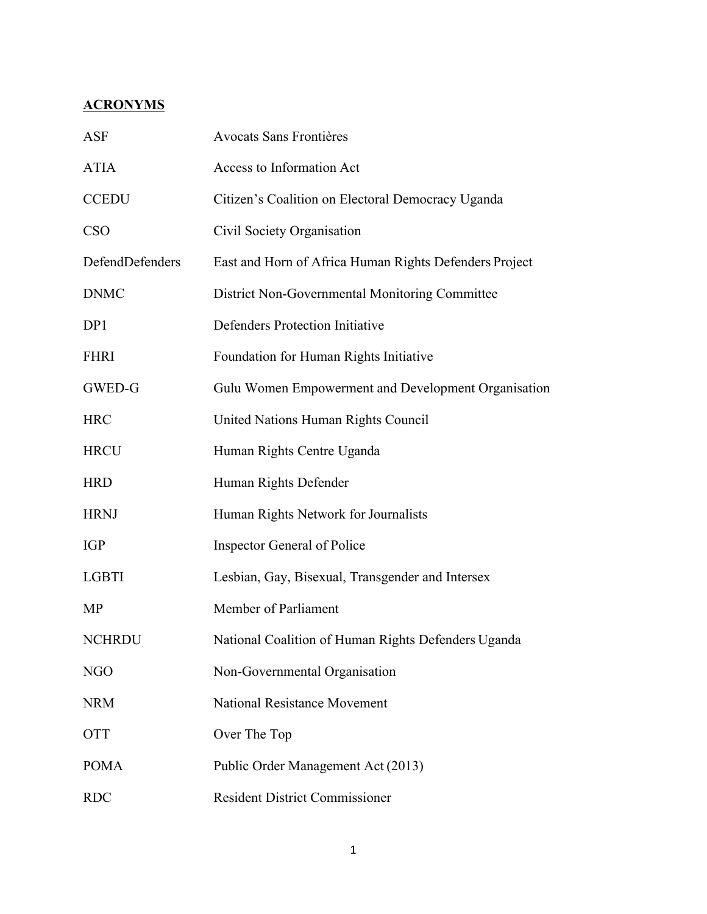**ACRONYMS**

| | |
|---|---|
| ASF | Avocats Sans Frontières |
| ATIA | Access to Information Act |
| CCEDU | Citizen's Coalition on Electoral Democracy Uganda |
| CSO | Civil Society Organisation |
| DefendDefenders | East and Horn of Africa Human Rights Defenders Project |
| DNMC | District Non-Governmental Monitoring Committee |
| DP1 | Defenders Protection Initiative |
| FHRI | Foundation for Human Rights Initiative |
| GWED-G | Gulu Women Empowerment and Development Organisation |
| HRC | United Nations Human Rights Council |
| HRCU | Human Rights Centre Uganda |
| HRD | Human Rights Defender |
| HRNJ | Human Rights Network for Journalists |
| IGP | Inspector General of Police |
| LGBTI | Lesbian, Gay, Bisexual, Transgender and Intersex |
| MP | Member of Parliament |
| NCHRDU | National Coalition of Human Rights Defenders Uganda |
| NGO | Non-Governmental Organisation |
| NRM | National Resistance Movement |
| OTT | Over The Top |
| POMA | Public Order Management Act (2013) |
| RDC | Resident District Commissioner |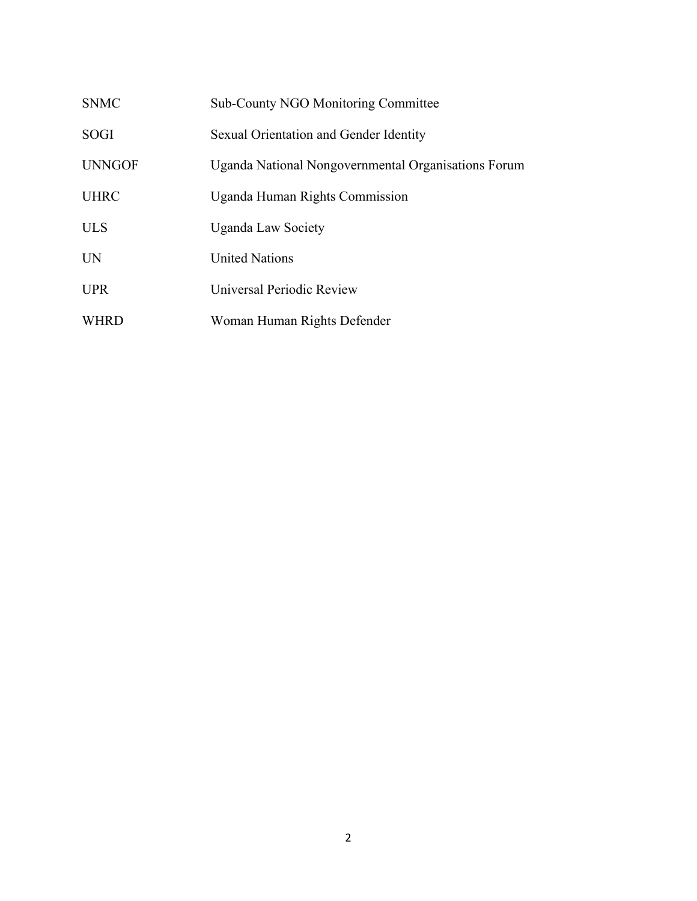| | |
|---|---|
| SNMC | Sub-County NGO Monitoring Committee |
| SOGI | Sexual Orientation and Gender Identity |
| UNNGOF | Uganda National Nongovernmental Organisations Forum |
| UHRC | Uganda Human Rights Commission |
| ULS | Uganda Law Society |
| UN | United Nations |
| UPR | Universal Periodic Review |
| WHRD | Woman Human Rights Defender |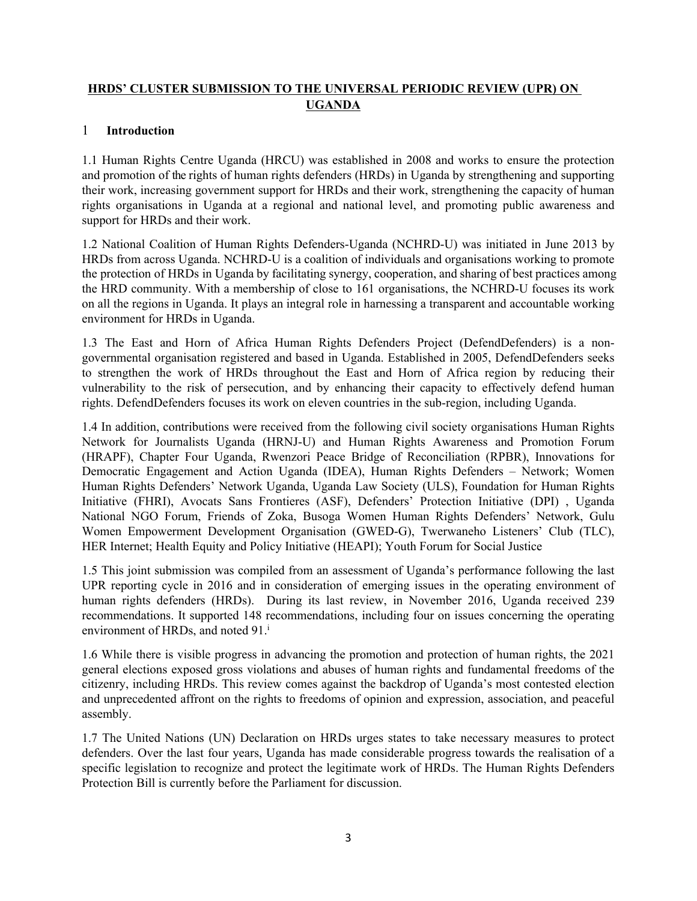## HRDS' CLUSTER SUBMISSION TO THE UNIVERSAL PERIODIC REVIEW (UPR) ON UGANDA

### 1 Introduction

1.1 Human Rights Centre Uganda (HRCU) was established in 2008 and works to ensure the protection and promotion of the rights of human rights defenders (HRDs) in Uganda by strengthening and supporting their work, increasing government support for HRDs and their work, strengthening the capacity of human rights organisations in Uganda at a regional and national level, and promoting public awareness and support for HRDs and their work.

1.2 National Coalition of Human Rights Defenders-Uganda (NCHRD-U) was initiated in June 2013 by HRDs from across Uganda. NCHRD-U is a coalition of individuals and organisations working to promote the protection of HRDs in Uganda by facilitating synergy, cooperation, and sharing of best practices among the HRD community. With a membership of close to 161 organisations, the NCHRD-U focuses its work on all the regions in Uganda. It plays an integral role in harnessing a transparent and accountable working environment for HRDs in Uganda.

1.3 The East and Horn of Africa Human Rights Defenders Project (DefendDefenders) is a non-governmental organisation registered and based in Uganda. Established in 2005, DefendDefenders seeks to strengthen the work of HRDs throughout the East and Horn of Africa region by reducing their vulnerability to the risk of persecution, and by enhancing their capacity to effectively defend human rights. DefendDefenders focuses its work on eleven countries in the sub-region, including Uganda.

1.4 In addition, contributions were received from the following civil society organisations Human Rights Network for Journalists Uganda (HRNJ-U) and Human Rights Awareness and Promotion Forum (HRAPF), Chapter Four Uganda, Rwenzori Peace Bridge of Reconciliation (RPBR), Innovations for Democratic Engagement and Action Uganda (IDEA), Human Rights Defenders – Network; Women Human Rights Defenders' Network Uganda, Uganda Law Society (ULS), Foundation for Human Rights Initiative (FHRI), Avocats Sans Frontieres (ASF), Defenders' Protection Initiative (DPI) , Uganda National NGO Forum, Friends of Zoka, Busoga Women Human Rights Defenders' Network, Gulu Women Empowerment Development Organisation (GWED-G), Twerwaneho Listeners' Club (TLC), HER Internet; Health Equity and Policy Initiative (HEAPI); Youth Forum for Social Justice

1.5 This joint submission was compiled from an assessment of Uganda's performance following the last UPR reporting cycle in 2016 and in consideration of emerging issues in the operating environment of human rights defenders (HRDs). During its last review, in November 2016, Uganda received 239 recommendations. It supported 148 recommendations, including four on issues concerning the operating environment of HRDs, and noted 91.[i]

1.6 While there is visible progress in advancing the promotion and protection of human rights, the 2021 general elections exposed gross violations and abuses of human rights and fundamental freedoms of the citizenry, including HRDs. This review comes against the backdrop of Uganda's most contested election and unprecedented affront on the rights to freedoms of opinion and expression, association, and peaceful assembly.

1.7 The United Nations (UN) Declaration on HRDs urges states to take necessary measures to protect defenders. Over the last four years, Uganda has made considerable progress towards the realisation of a specific legislation to recognize and protect the legitimate work of HRDs. The Human Rights Defenders Protection Bill is currently before the Parliament for discussion.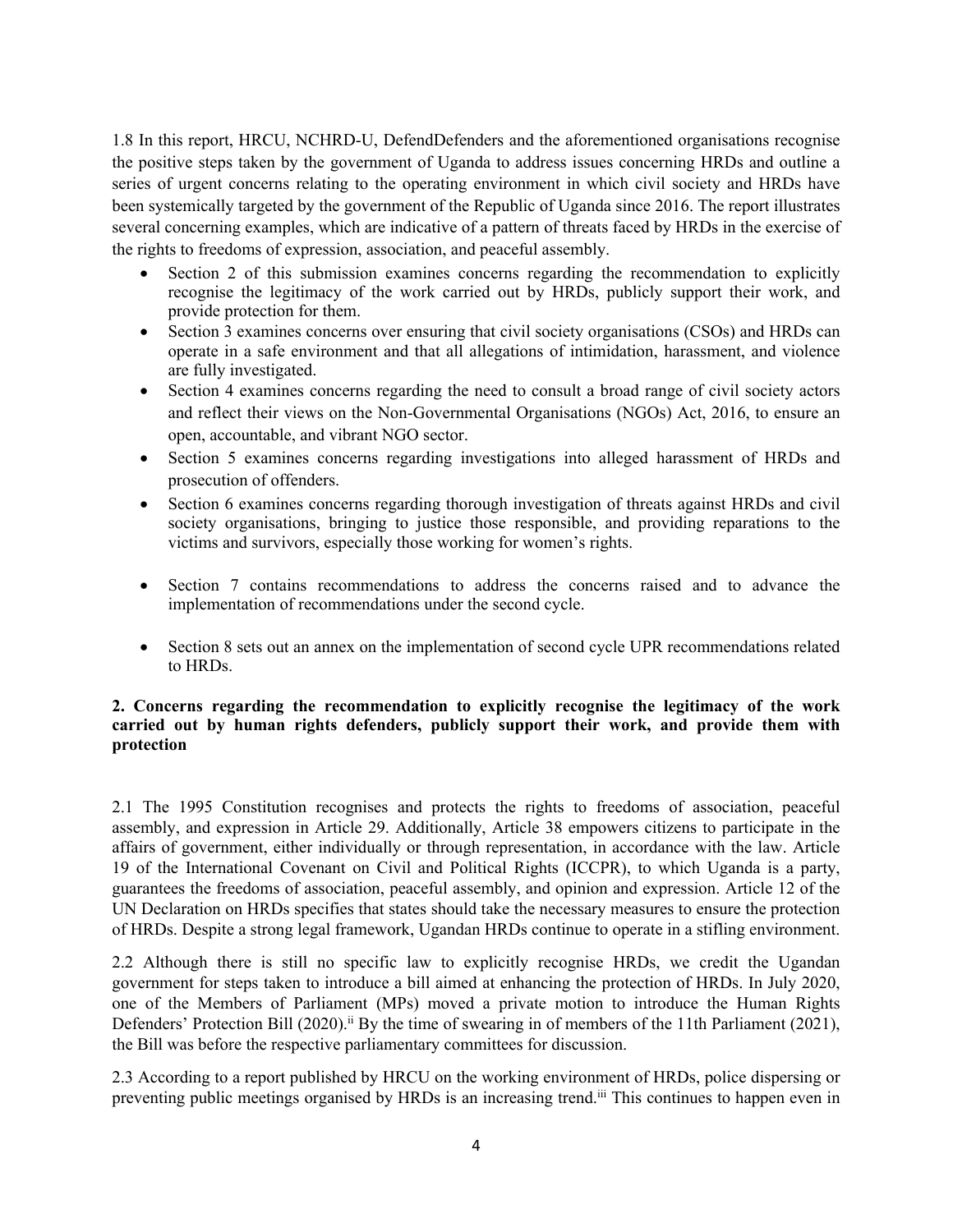1.8 In this report, HRCU, NCHRD-U, DefendDefenders and the aforementioned organisations recognise the positive steps taken by the government of Uganda to address issues concerning HRDs and outline a series of urgent concerns relating to the operating environment in which civil society and HRDs have been systemically targeted by the government of the Republic of Uganda since 2016. The report illustrates several concerning examples, which are indicative of a pattern of threats faced by HRDs in the exercise of the rights to freedoms of expression, association, and peaceful assembly.

- Section 2 of this submission examines concerns regarding the recommendation to explicitly recognise the legitimacy of the work carried out by HRDs, publicly support their work, and provide protection for them.
- Section 3 examines concerns over ensuring that civil society organisations (CSOs) and HRDs can operate in a safe environment and that all allegations of intimidation, harassment, and violence are fully investigated.
- Section 4 examines concerns regarding the need to consult a broad range of civil society actors and reflect their views on the Non-Governmental Organisations (NGOs) Act, 2016, to ensure an open, accountable, and vibrant NGO sector.
- Section 5 examines concerns regarding investigations into alleged harassment of HRDs and prosecution of offenders.
- Section 6 examines concerns regarding thorough investigation of threats against HRDs and civil society organisations, bringing to justice those responsible, and providing reparations to the victims and survivors, especially those working for women's rights.
- Section 7 contains recommendations to address the concerns raised and to advance the implementation of recommendations under the second cycle.
- Section 8 sets out an annex on the implementation of second cycle UPR recommendations related to HRDs.

## 2. Concerns regarding the recommendation to explicitly recognise the legitimacy of the work carried out by human rights defenders, publicly support their work, and provide them with protection

2.1 The 1995 Constitution recognises and protects the rights to freedoms of association, peaceful assembly, and expression in Article 29. Additionally, Article 38 empowers citizens to participate in the affairs of government, either individually or through representation, in accordance with the law. Article 19 of the International Covenant on Civil and Political Rights (ICCPR), to which Uganda is a party, guarantees the freedoms of association, peaceful assembly, and opinion and expression. Article 12 of the UN Declaration on HRDs specifies that states should take the necessary measures to ensure the protection of HRDs. Despite a strong legal framework, Ugandan HRDs continue to operate in a stifling environment.

2.2 Although there is still no specific law to explicitly recognise HRDs, we credit the Ugandan government for steps taken to introduce a bill aimed at enhancing the protection of HRDs. In July 2020, one of the Members of Parliament (MPs) moved a private motion to introduce the Human Rights Defenders' Protection Bill (2020).[ii] By the time of swearing in of members of the 11th Parliament (2021), the Bill was before the respective parliamentary committees for discussion.

2.3 According to a report published by HRCU on the working environment of HRDs, police dispersing or preventing public meetings organised by HRDs is an increasing trend.[iii] This continues to happen even in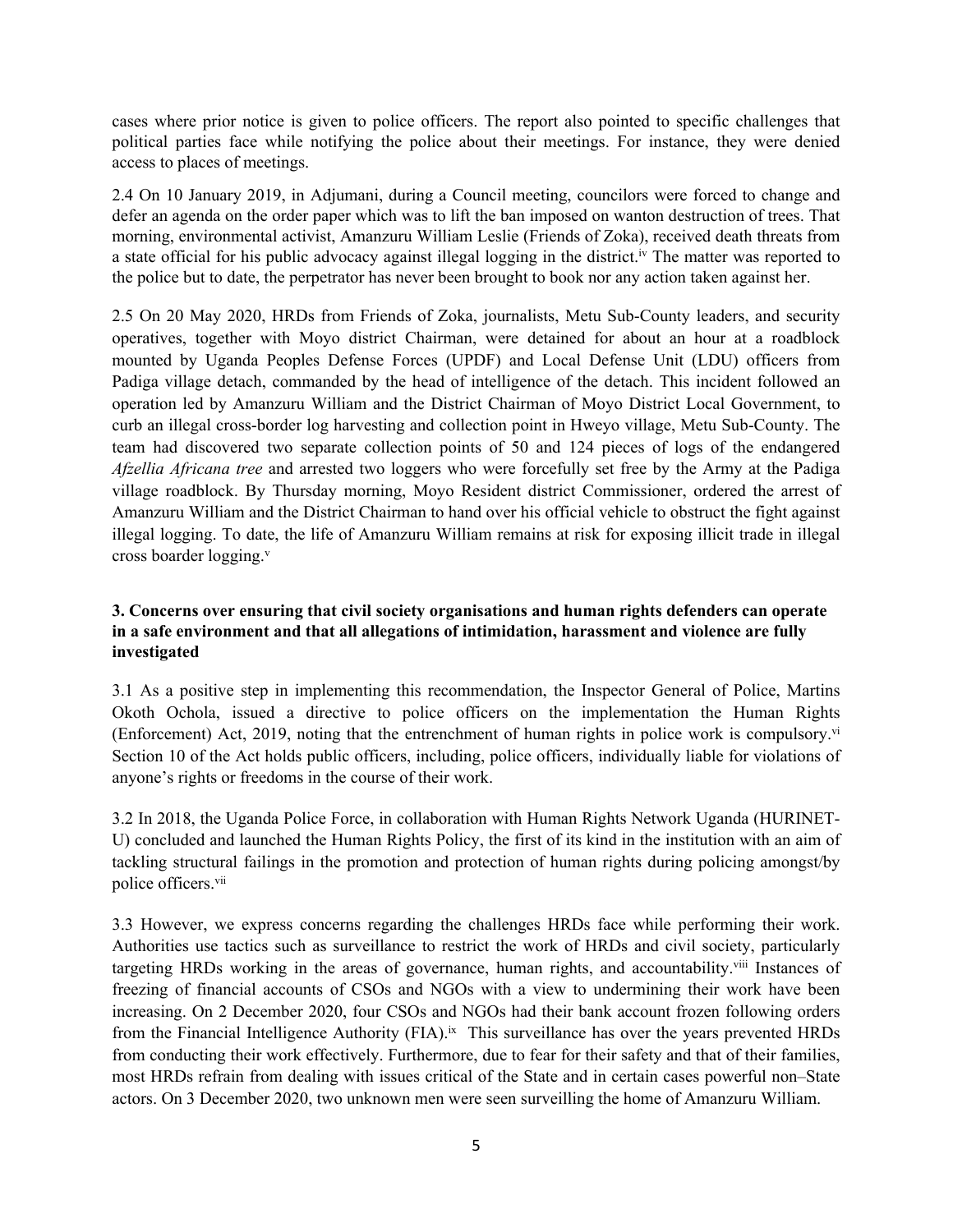cases where prior notice is given to police officers. The report also pointed to specific challenges that political parties face while notifying the police about their meetings. For instance, they were denied access to places of meetings.

2.4 On 10 January 2019, in Adjumani, during a Council meeting, councilors were forced to change and defer an agenda on the order paper which was to lift the ban imposed on wanton destruction of trees. That morning, environmental activist, Amanzuru William Leslie (Friends of Zoka), received death threats from a state official for his public advocacy against illegal logging in the district.[iv] The matter was reported to the police but to date, the perpetrator has never been brought to book nor any action taken against her.

2.5 On 20 May 2020, HRDs from Friends of Zoka, journalists, Metu Sub-County leaders, and security operatives, together with Moyo district Chairman, were detained for about an hour at a roadblock mounted by Uganda Peoples Defense Forces (UPDF) and Local Defense Unit (LDU) officers from Padiga village detach, commanded by the head of intelligence of the detach. This incident followed an operation led by Amanzuru William and the District Chairman of Moyo District Local Government, to curb an illegal cross-border log harvesting and collection point in Hweyo village, Metu Sub-County. The team had discovered two separate collection points of 50 and 124 pieces of logs of the endangered *Afzellia Africana tree* and arrested two loggers who were forcefully set free by the Army at the Padiga village roadblock. By Thursday morning, Moyo Resident district Commissioner, ordered the arrest of Amanzuru William and the District Chairman to hand over his official vehicle to obstruct the fight against illegal logging. To date, the life of Amanzuru William remains at risk for exposing illicit trade in illegal cross boarder logging.[v]

### 3. Concerns over ensuring that civil society organisations and human rights defenders can operate in a safe environment and that all allegations of intimidation, harassment and violence are fully investigated

3.1 As a positive step in implementing this recommendation, the Inspector General of Police, Martins Okoth Ochola, issued a directive to police officers on the implementation the Human Rights (Enforcement) Act, 2019, noting that the entrenchment of human rights in police work is compulsory.[vi] Section 10 of the Act holds public officers, including, police officers, individually liable for violations of anyone's rights or freedoms in the course of their work.

3.2 In 2018, the Uganda Police Force, in collaboration with Human Rights Network Uganda (HURINET-U) concluded and launched the Human Rights Policy, the first of its kind in the institution with an aim of tackling structural failings in the promotion and protection of human rights during policing amongst/by police officers.[vii]

3.3 However, we express concerns regarding the challenges HRDs face while performing their work. Authorities use tactics such as surveillance to restrict the work of HRDs and civil society, particularly targeting HRDs working in the areas of governance, human rights, and accountability.[viii] Instances of freezing of financial accounts of CSOs and NGOs with a view to undermining their work have been increasing. On 2 December 2020, four CSOs and NGOs had their bank account frozen following orders from the Financial Intelligence Authority (FIA).[ix] This surveillance has over the years prevented HRDs from conducting their work effectively. Furthermore, due to fear for their safety and that of their families, most HRDs refrain from dealing with issues critical of the State and in certain cases powerful non–State actors. On 3 December 2020, two unknown men were seen surveilling the home of Amanzuru William.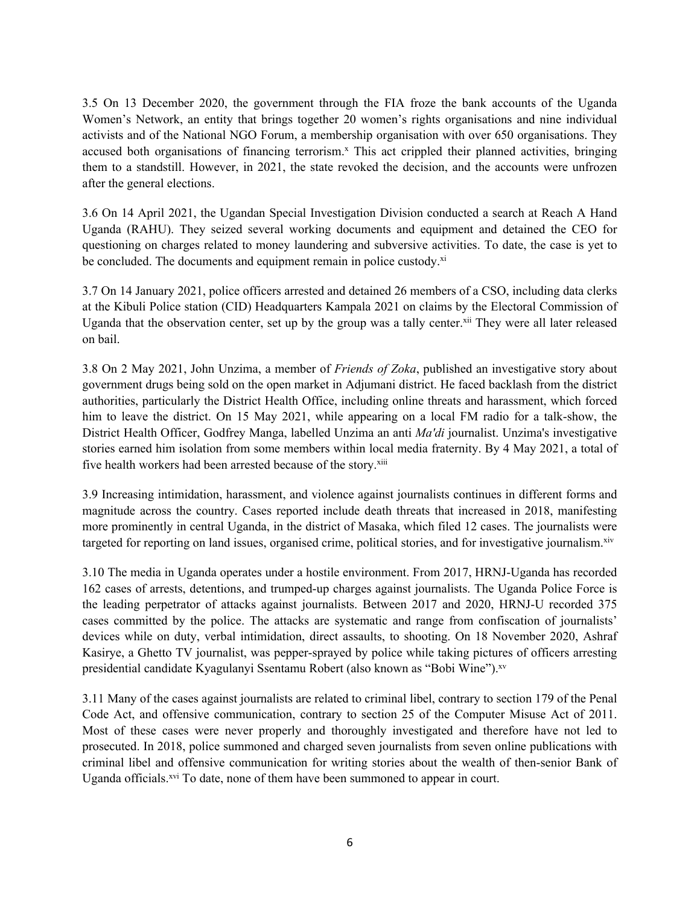3.5 On 13 December 2020, the government through the FIA froze the bank accounts of the Uganda Women's Network, an entity that brings together 20 women's rights organisations and nine individual activists and of the National NGO Forum, a membership organisation with over 650 organisations. They accused both organisations of financing terrorism.[x] This act crippled their planned activities, bringing them to a standstill. However, in 2021, the state revoked the decision, and the accounts were unfrozen after the general elections.

3.6 On 14 April 2021, the Ugandan Special Investigation Division conducted a search at Reach A Hand Uganda (RAHU). They seized several working documents and equipment and detained the CEO for questioning on charges related to money laundering and subversive activities. To date, the case is yet to be concluded. The documents and equipment remain in police custody.[xi]

3.7 On 14 January 2021, police officers arrested and detained 26 members of a CSO, including data clerks at the Kibuli Police station (CID) Headquarters Kampala 2021 on claims by the Electoral Commission of Uganda that the observation center, set up by the group was a tally center.[xii] They were all later released on bail.

3.8 On 2 May 2021, John Unzima, a member of *Friends of Zoka*, published an investigative story about government drugs being sold on the open market in Adjumani district. He faced backlash from the district authorities, particularly the District Health Office, including online threats and harassment, which forced him to leave the district. On 15 May 2021, while appearing on a local FM radio for a talk-show, the District Health Officer, Godfrey Manga, labelled Unzima an anti *Ma'di* journalist. Unzima's investigative stories earned him isolation from some members within local media fraternity. By 4 May 2021, a total of five health workers had been arrested because of the story.[xiii]

3.9 Increasing intimidation, harassment, and violence against journalists continues in different forms and magnitude across the country. Cases reported include death threats that increased in 2018, manifesting more prominently in central Uganda, in the district of Masaka, which filed 12 cases. The journalists were targeted for reporting on land issues, organised crime, political stories, and for investigative journalism.[xiv]

3.10 The media in Uganda operates under a hostile environment. From 2017, HRNJ-Uganda has recorded 162 cases of arrests, detentions, and trumped-up charges against journalists. The Uganda Police Force is the leading perpetrator of attacks against journalists. Between 2017 and 2020, HRNJ-U recorded 375 cases committed by the police. The attacks are systematic and range from confiscation of journalists' devices while on duty, verbal intimidation, direct assaults, to shooting. On 18 November 2020, Ashraf Kasirye, a Ghetto TV journalist, was pepper-sprayed by police while taking pictures of officers arresting presidential candidate Kyagulanyi Ssentamu Robert (also known as "Bobi Wine").[xv]

3.11 Many of the cases against journalists are related to criminal libel, contrary to section 179 of the Penal Code Act, and offensive communication, contrary to section 25 of the Computer Misuse Act of 2011. Most of these cases were never properly and thoroughly investigated and therefore have not led to prosecuted. In 2018, police summoned and charged seven journalists from seven online publications with criminal libel and offensive communication for writing stories about the wealth of then-senior Bank of Uganda officials.[xvi] To date, none of them have been summoned to appear in court.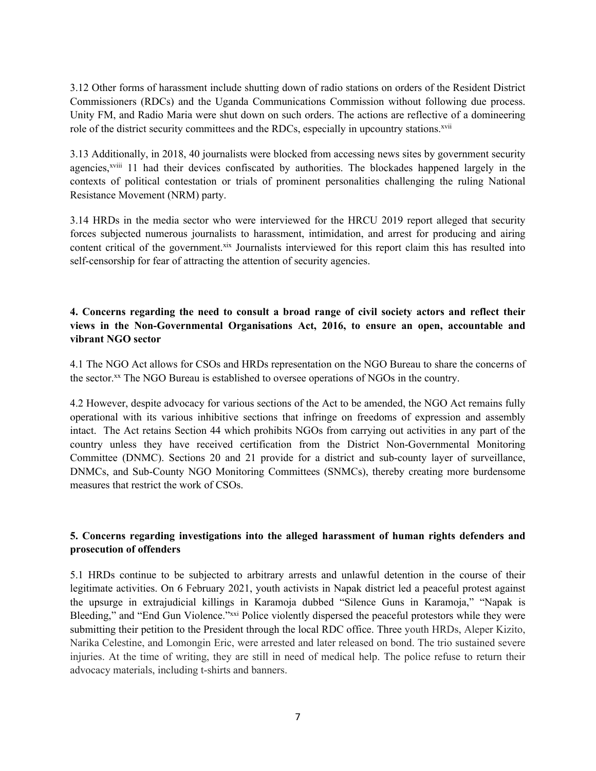3.12 Other forms of harassment include shutting down of radio stations on orders of the Resident District Commissioners (RDCs) and the Uganda Communications Commission without following due process. Unity FM, and Radio Maria were shut down on such orders. The actions are reflective of a domineering role of the district security committees and the RDCs, especially in upcountry stations.[xvii]

3.13 Additionally, in 2018, 40 journalists were blocked from accessing news sites by government security agencies,[xviii] 11 had their devices confiscated by authorities. The blockades happened largely in the contexts of political contestation or trials of prominent personalities challenging the ruling National Resistance Movement (NRM) party.

3.14 HRDs in the media sector who were interviewed for the HRCU 2019 report alleged that security forces subjected numerous journalists to harassment, intimidation, and arrest for producing and airing content critical of the government.[xix] Journalists interviewed for this report claim this has resulted into self-censorship for fear of attracting the attention of security agencies.

## 4. Concerns regarding the need to consult a broad range of civil society actors and reflect their views in the Non-Governmental Organisations Act, 2016, to ensure an open, accountable and vibrant NGO sector

4.1 The NGO Act allows for CSOs and HRDs representation on the NGO Bureau to share the concerns of the sector.[xx] The NGO Bureau is established to oversee operations of NGOs in the country.

4.2 However, despite advocacy for various sections of the Act to be amended, the NGO Act remains fully operational with its various inhibitive sections that infringe on freedoms of expression and assembly intact. The Act retains Section 44 which prohibits NGOs from carrying out activities in any part of the country unless they have received certification from the District Non-Governmental Monitoring Committee (DNMC). Sections 20 and 21 provide for a district and sub-county layer of surveillance, DNMCs, and Sub-County NGO Monitoring Committees (SNMCs), thereby creating more burdensome measures that restrict the work of CSOs.

## 5. Concerns regarding investigations into the alleged harassment of human rights defenders and prosecution of offenders

5.1 HRDs continue to be subjected to arbitrary arrests and unlawful detention in the course of their legitimate activities. On 6 February 2021, youth activists in Napak district led a peaceful protest against the upsurge in extrajudicial killings in Karamoja dubbed "Silence Guns in Karamoja," "Napak is Bleeding," and "End Gun Violence."[xxi] Police violently dispersed the peaceful protestors while they were submitting their petition to the President through the local RDC office. Three youth HRDs, Aleper Kizito, Narika Celestine, and Lomongin Eric, were arrested and later released on bond. The trio sustained severe injuries. At the time of writing, they are still in need of medical help. The police refuse to return their advocacy materials, including t-shirts and banners.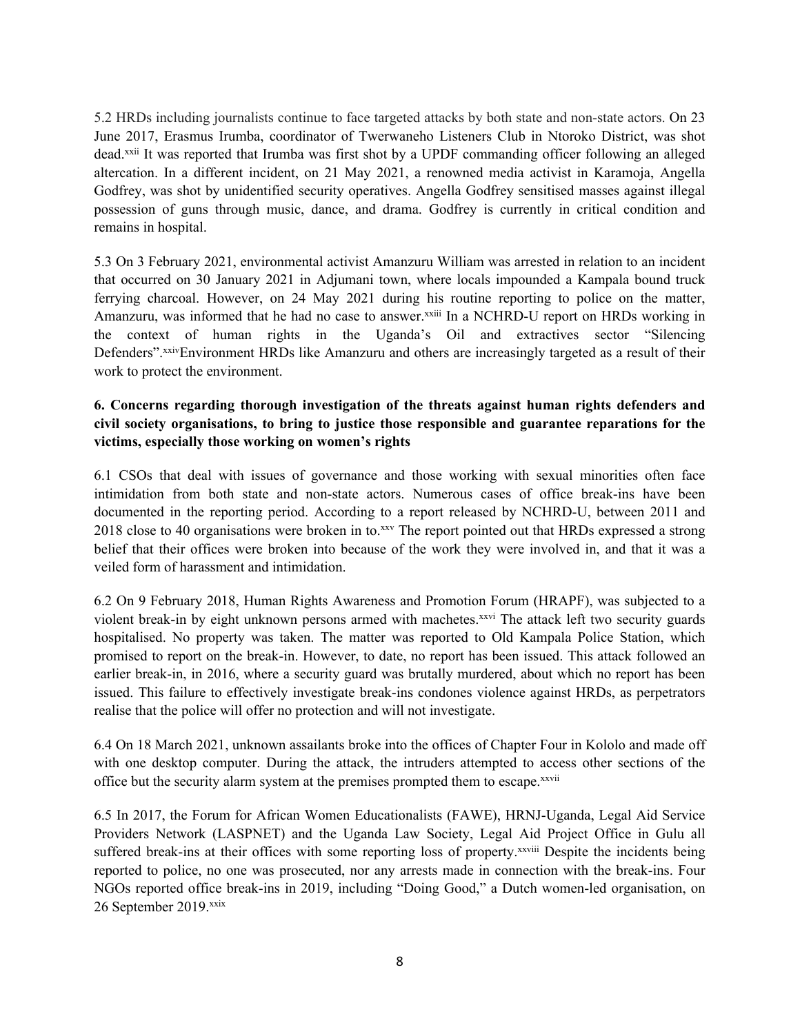5.2 HRDs including journalists continue to face targeted attacks by both state and non-state actors. On 23 June 2017, Erasmus Irumba, coordinator of Twerwaneho Listeners Club in Ntoroko District, was shot dead.[xxii] It was reported that Irumba was first shot by a UPDF commanding officer following an alleged altercation. In a different incident, on 21 May 2021, a renowned media activist in Karamoja, Angella Godfrey, was shot by unidentified security operatives. Angella Godfrey sensitised masses against illegal possession of guns through music, dance, and drama. Godfrey is currently in critical condition and remains in hospital.

5.3 On 3 February 2021, environmental activist Amanzuru William was arrested in relation to an incident that occurred on 30 January 2021 in Adjumani town, where locals impounded a Kampala bound truck ferrying charcoal. However, on 24 May 2021 during his routine reporting to police on the matter, Amanzuru, was informed that he had no case to answer.[xxiii] In a NCHRD-U report on HRDs working in the context of human rights in the Uganda's Oil and extractives sector "Silencing Defenders".[xxiv]Environment HRDs like Amanzuru and others are increasingly targeted as a result of their work to protect the environment.

**6. Concerns regarding thorough investigation of the threats against human rights defenders and civil society organisations, to bring to justice those responsible and guarantee reparations for the victims, especially those working on women's rights**

6.1 CSOs that deal with issues of governance and those working with sexual minorities often face intimidation from both state and non-state actors. Numerous cases of office break-ins have been documented in the reporting period. According to a report released by NCHRD-U, between 2011 and 2018 close to 40 organisations were broken in to.[xxv] The report pointed out that HRDs expressed a strong belief that their offices were broken into because of the work they were involved in, and that it was a veiled form of harassment and intimidation.

6.2 On 9 February 2018, Human Rights Awareness and Promotion Forum (HRAPF), was subjected to a violent break-in by eight unknown persons armed with machetes.[xxvi] The attack left two security guards hospitalised. No property was taken. The matter was reported to Old Kampala Police Station, which promised to report on the break-in. However, to date, no report has been issued. This attack followed an earlier break-in, in 2016, where a security guard was brutally murdered, about which no report has been issued. This failure to effectively investigate break-ins condones violence against HRDs, as perpetrators realise that the police will offer no protection and will not investigate.

6.4 On 18 March 2021, unknown assailants broke into the offices of Chapter Four in Kololo and made off with one desktop computer. During the attack, the intruders attempted to access other sections of the office but the security alarm system at the premises prompted them to escape.[xxvii]

6.5 In 2017, the Forum for African Women Educationalists (FAWE), HRNJ-Uganda, Legal Aid Service Providers Network (LASPNET) and the Uganda Law Society, Legal Aid Project Office in Gulu all suffered break-ins at their offices with some reporting loss of property.[xxviii] Despite the incidents being reported to police, no one was prosecuted, nor any arrests made in connection with the break-ins. Four NGOs reported office break-ins in 2019, including "Doing Good," a Dutch women-led organisation, on 26 September 2019.[xxix]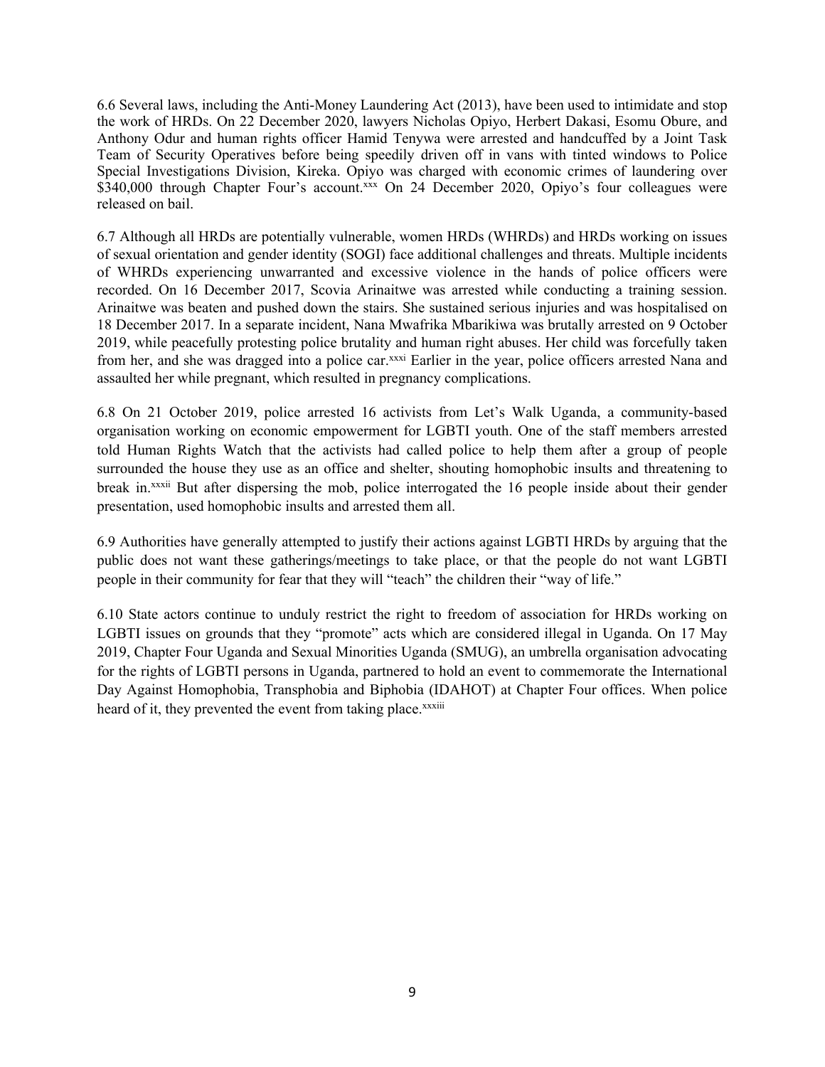6.6 Several laws, including the Anti-Money Laundering Act (2013), have been used to intimidate and stop the work of HRDs. On 22 December 2020, lawyers Nicholas Opiyo, Herbert Dakasi, Esomu Obure, and Anthony Odur and human rights officer Hamid Tenywa were arrested and handcuffed by a Joint Task Team of Security Operatives before being speedily driven off in vans with tinted windows to Police Special Investigations Division, Kireka. Opiyo was charged with economic crimes of laundering over $340,000 through Chapter Four's account.[xxx] On 24 December 2020, Opiyo's four colleagues were released on bail.

6.7 Although all HRDs are potentially vulnerable, women HRDs (WHRDs) and HRDs working on issues of sexual orientation and gender identity (SOGI) face additional challenges and threats. Multiple incidents of WHRDs experiencing unwarranted and excessive violence in the hands of police officers were recorded. On 16 December 2017, Scovia Arinaitwe was arrested while conducting a training session. Arinaitwe was beaten and pushed down the stairs. She sustained serious injuries and was hospitalised on 18 December 2017. In a separate incident, Nana Mwafrika Mbarikiwa was brutally arrested on 9 October 2019, while peacefully protesting police brutality and human right abuses. Her child was forcefully taken from her, and she was dragged into a police car.[xxxi] Earlier in the year, police officers arrested Nana and assaulted her while pregnant, which resulted in pregnancy complications.

6.8 On 21 October 2019, police arrested 16 activists from Let's Walk Uganda, a community-based organisation working on economic empowerment for LGBTI youth. One of the staff members arrested told Human Rights Watch that the activists had called police to help them after a group of people surrounded the house they use as an office and shelter, shouting homophobic insults and threatening to break in.[xxxii] But after dispersing the mob, police interrogated the 16 people inside about their gender presentation, used homophobic insults and arrested them all.

6.9 Authorities have generally attempted to justify their actions against LGBTI HRDs by arguing that the public does not want these gatherings/meetings to take place, or that the people do not want LGBTI people in their community for fear that they will "teach" the children their "way of life."

6.10 State actors continue to unduly restrict the right to freedom of association for HRDs working on LGBTI issues on grounds that they "promote" acts which are considered illegal in Uganda. On 17 May 2019, Chapter Four Uganda and Sexual Minorities Uganda (SMUG), an umbrella organisation advocating for the rights of LGBTI persons in Uganda, partnered to hold an event to commemorate the International Day Against Homophobia, Transphobia and Biphobia (IDAHOT) at Chapter Four offices. When police heard of it, they prevented the event from taking place.[xxxiii]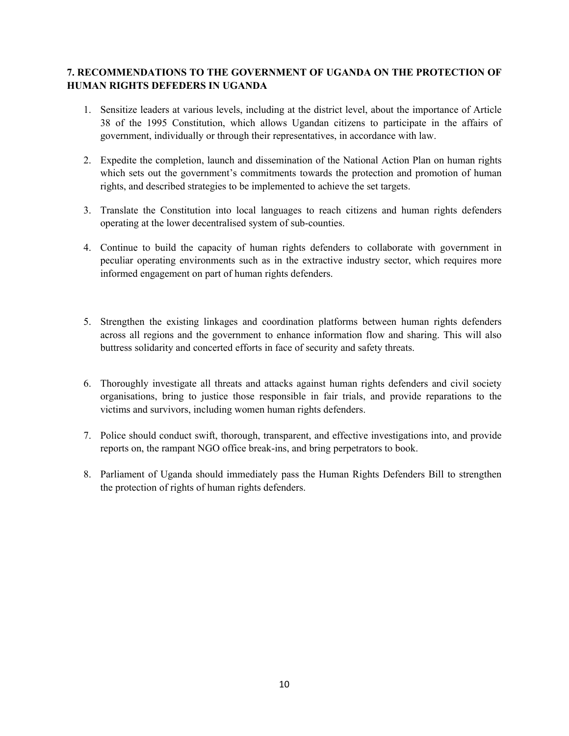## 7. RECOMMENDATIONS TO THE GOVERNMENT OF UGANDA ON THE PROTECTION OF HUMAN RIGHTS DEFEDERS IN UGANDA

1. Sensitize leaders at various levels, including at the district level, about the importance of Article 38 of the 1995 Constitution, which allows Ugandan citizens to participate in the affairs of government, individually or through their representatives, in accordance with law.

2. Expedite the completion, launch and dissemination of the National Action Plan on human rights which sets out the government's commitments towards the protection and promotion of human rights, and described strategies to be implemented to achieve the set targets.

3. Translate the Constitution into local languages to reach citizens and human rights defenders operating at the lower decentralised system of sub-counties.

4. Continue to build the capacity of human rights defenders to collaborate with government in peculiar operating environments such as in the extractive industry sector, which requires more informed engagement on part of human rights defenders.

5. Strengthen the existing linkages and coordination platforms between human rights defenders across all regions and the government to enhance information flow and sharing. This will also buttress solidarity and concerted efforts in face of security and safety threats.

6. Thoroughly investigate all threats and attacks against human rights defenders and civil society organisations, bring to justice those responsible in fair trials, and provide reparations to the victims and survivors, including women human rights defenders.

7. Police should conduct swift, thorough, transparent, and effective investigations into, and provide reports on, the rampant NGO office break-ins, and bring perpetrators to book.

8. Parliament of Uganda should immediately pass the Human Rights Defenders Bill to strengthen the protection of rights of human rights defenders.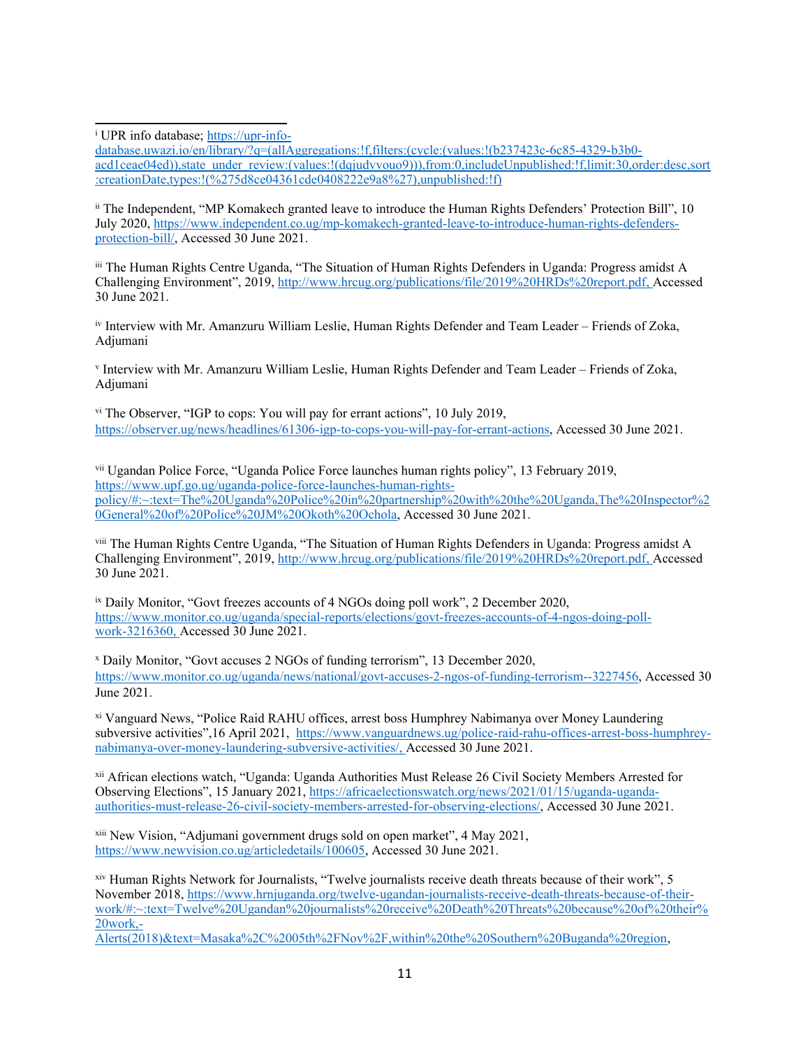[i] UPR info database; https://upr-info-database.uwazi.io/en/library/?q=(allAggregations:!f,filters:(cycle:(values:!(b237423c-6c85-4329-b3b0-acd1ceae04ed)),state_under_review:(values:!(dqjudvvouo9))),from:0,includeUnpublished:!f,limit:30,order:desc,sort:creationDate,types:!(%275d8ce04361cde0408222e9a8%27),unpublished:!f)

[ii] The Independent, "MP Komakech granted leave to introduce the Human Rights Defenders' Protection Bill", 10 July 2020, https://www.independent.co.ug/mp-komakech-granted-leave-to-introduce-human-rights-defenders-protection-bill/, Accessed 30 June 2021.

[iii] The Human Rights Centre Uganda, "The Situation of Human Rights Defenders in Uganda: Progress amidst A Challenging Environment", 2019, http://www.hrcug.org/publications/file/2019%20HRDs%20report.pdf, Accessed 30 June 2021.

[iv] Interview with Mr. Amanzuru William Leslie, Human Rights Defender and Team Leader – Friends of Zoka, Adjumani

[v] Interview with Mr. Amanzuru William Leslie, Human Rights Defender and Team Leader – Friends of Zoka, Adjumani

[vi] The Observer, "IGP to cops: You will pay for errant actions", 10 July 2019, https://observer.ug/news/headlines/61306-igp-to-cops-you-will-pay-for-errant-actions, Accessed 30 June 2021.

[vii] Ugandan Police Force, "Uganda Police Force launches human rights policy", 13 February 2019, https://www.upf.go.ug/uganda-police-force-launches-human-rights-policy/#:~:text=The%20Uganda%20Police%20in%20partnership%20with%20the%20Uganda,The%20Inspector%20General%20of%20Police%20JM%20Okoth%20Ochola, Accessed 30 June 2021.

[viii] The Human Rights Centre Uganda, "The Situation of Human Rights Defenders in Uganda: Progress amidst A Challenging Environment", 2019, http://www.hrcug.org/publications/file/2019%20HRDs%20report.pdf, Accessed 30 June 2021.

[ix] Daily Monitor, "Govt freezes accounts of 4 NGOs doing poll work", 2 December 2020, https://www.monitor.co.ug/uganda/special-reports/elections/govt-freezes-accounts-of-4-ngos-doing-poll-work-3216360, Accessed 30 June 2021.

[x] Daily Monitor, "Govt accuses 2 NGOs of funding terrorism", 13 December 2020, https://www.monitor.co.ug/uganda/news/national/govt-accuses-2-ngos-of-funding-terrorism--3227456, Accessed 30 June 2021.

[xi] Vanguard News, "Police Raid RAHU offices, arrest boss Humphrey Nabimanya over Money Laundering subversive activities",16 April 2021, https://www.vanguardnews.ug/police-raid-rahu-offices-arrest-boss-humphrey-nabimanya-over-money-laundering-subversive-activities/, Accessed 30 June 2021.

[xii] African elections watch, "Uganda: Uganda Authorities Must Release 26 Civil Society Members Arrested for Observing Elections", 15 January 2021, https://africaelectionswatch.org/news/2021/01/15/uganda-uganda-authorities-must-release-26-civil-society-members-arrested-for-observing-elections/, Accessed 30 June 2021.

[xiii] New Vision, "Adjumani government drugs sold on open market", 4 May 2021, https://www.newvision.co.ug/articledetails/100605, Accessed 30 June 2021.

[xiv] Human Rights Network for Journalists, "Twelve journalists receive death threats because of their work", 5 November 2018, https://www.hrnjuganda.org/twelve-ugandan-journalists-receive-death-threats-because-of-their-work/#:~:text=Twelve%20Ugandan%20journalists%20receive%20Death%20Threats%20because%20of%20their%20work,-Alerts(2018)&text=Masaka%2C%2005th%2FNov%2F,within%20the%20Southern%20Buganda%20region,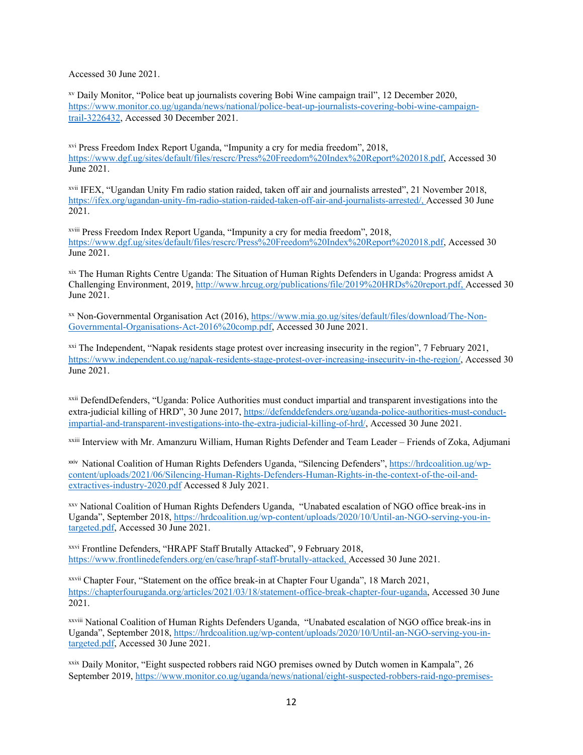Accessed 30 June 2021.

[xv] Daily Monitor, "Police beat up journalists covering Bobi Wine campaign trail", 12 December 2020, https://www.monitor.co.ug/uganda/news/national/police-beat-up-journalists-covering-bobi-wine-campaign-trail-3226432, Accessed 30 December 2021.

[xvi] Press Freedom Index Report Uganda, "Impunity a cry for media freedom", 2018, https://www.dgf.ug/sites/default/files/rescrc/Press%20Freedom%20Index%20Report%202018.pdf, Accessed 30 June 2021.

[xvii] IFEX, "Ugandan Unity Fm radio station raided, taken off air and journalists arrested", 21 November 2018, https://ifex.org/ugandan-unity-fm-radio-station-raided-taken-off-air-and-journalists-arrested/, Accessed 30 June 2021.

[xviii] Press Freedom Index Report Uganda, "Impunity a cry for media freedom", 2018, https://www.dgf.ug/sites/default/files/rescrc/Press%20Freedom%20Index%20Report%202018.pdf, Accessed 30 June 2021.

[xix] The Human Rights Centre Uganda: The Situation of Human Rights Defenders in Uganda: Progress amidst A Challenging Environment, 2019, http://www.hrcug.org/publications/file/2019%20HRDs%20report.pdf, Accessed 30 June 2021.

[xx] Non-Governmental Organisation Act (2016), https://www.mia.go.ug/sites/default/files/download/The-Non-Governmental-Organisations-Act-2016%20comp.pdf, Accessed 30 June 2021.

[xxi] The Independent, "Napak residents stage protest over increasing insecurity in the region", 7 February 2021, https://www.independent.co.ug/napak-residents-stage-protest-over-increasing-insecurity-in-the-region/, Accessed 30 June 2021.

[xxii] DefendDefenders, "Uganda: Police Authorities must conduct impartial and transparent investigations into the extra-judicial killing of HRD", 30 June 2017, https://defenddefenders.org/uganda-police-authorities-must-conduct-impartial-and-transparent-investigations-into-the-extra-judicial-killing-of-hrd/, Accessed 30 June 2021.

[xxiii] Interview with Mr. Amanzuru William, Human Rights Defender and Team Leader – Friends of Zoka, Adjumani

[xxiv] National Coalition of Human Rights Defenders Uganda, "Silencing Defenders", https://hrdcoalition.ug/wp-content/uploads/2021/06/Silencing-Human-Rights-Defenders-Human-Rights-in-the-context-of-the-oil-and-extractives-industry-2020.pdf Accessed 8 July 2021.

[xxv] National Coalition of Human Rights Defenders Uganda, "Unabated escalation of NGO office break-ins in Uganda", September 2018, https://hrdcoalition.ug/wp-content/uploads/2020/10/Until-an-NGO-serving-you-in-targeted.pdf, Accessed 30 June 2021.

[xxvi] Frontline Defenders, "HRAPF Staff Brutally Attacked", 9 February 2018, https://www.frontlinedefenders.org/en/case/hrapf-staff-brutally-attacked, Accessed 30 June 2021.

[xxvii] Chapter Four, "Statement on the office break-in at Chapter Four Uganda", 18 March 2021, https://chapterfouruganda.org/articles/2021/03/18/statement-office-break-chapter-four-uganda, Accessed 30 June 2021.

[xxviii] National Coalition of Human Rights Defenders Uganda, "Unabated escalation of NGO office break-ins in Uganda", September 2018, https://hrdcoalition.ug/wp-content/uploads/2020/10/Until-an-NGO-serving-you-in-targeted.pdf, Accessed 30 June 2021.

[xxix] Daily Monitor, "Eight suspected robbers raid NGO premises owned by Dutch women in Kampala", 26 September 2019, https://www.monitor.co.ug/uganda/news/national/eight-suspected-robbers-raid-ngo-premises-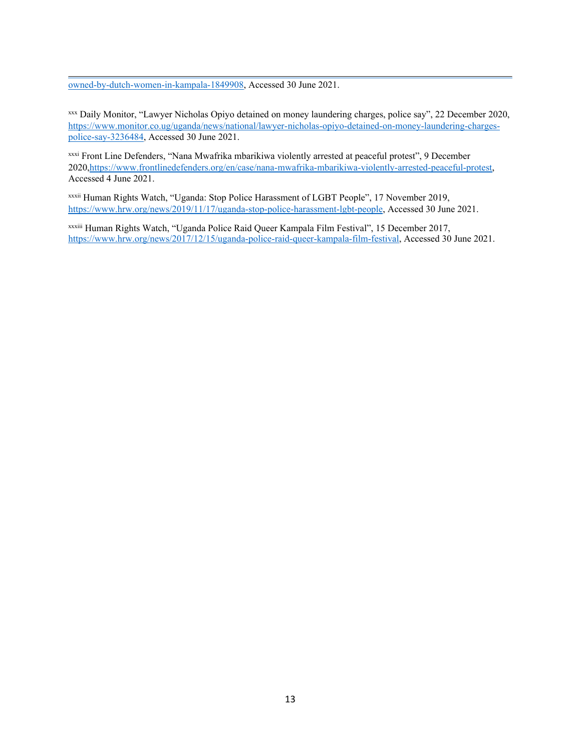owned-by-dutch-women-in-kampala-1849908, Accessed 30 June 2021.

[xxx] Daily Monitor, "Lawyer Nicholas Opiyo detained on money laundering charges, police say", 22 December 2020, https://www.monitor.co.ug/uganda/news/national/lawyer-nicholas-opiyo-detained-on-money-laundering-charges-police-say-3236484, Accessed 30 June 2021.

[xxxi] Front Line Defenders, "Nana Mwafrika mbarikiwa violently arrested at peaceful protest", 9 December 2020,https://www.frontlinedefenders.org/en/case/nana-mwafrika-mbarikiwa-violently-arrested-peaceful-protest, Accessed 4 June 2021.

[xxxii] Human Rights Watch, "Uganda: Stop Police Harassment of LGBT People", 17 November 2019, https://www.hrw.org/news/2019/11/17/uganda-stop-police-harassment-lgbt-people, Accessed 30 June 2021.

[xxxiii] Human Rights Watch, "Uganda Police Raid Queer Kampala Film Festival", 15 December 2017, https://www.hrw.org/news/2017/12/15/uganda-police-raid-queer-kampala-film-festival, Accessed 30 June 2021.